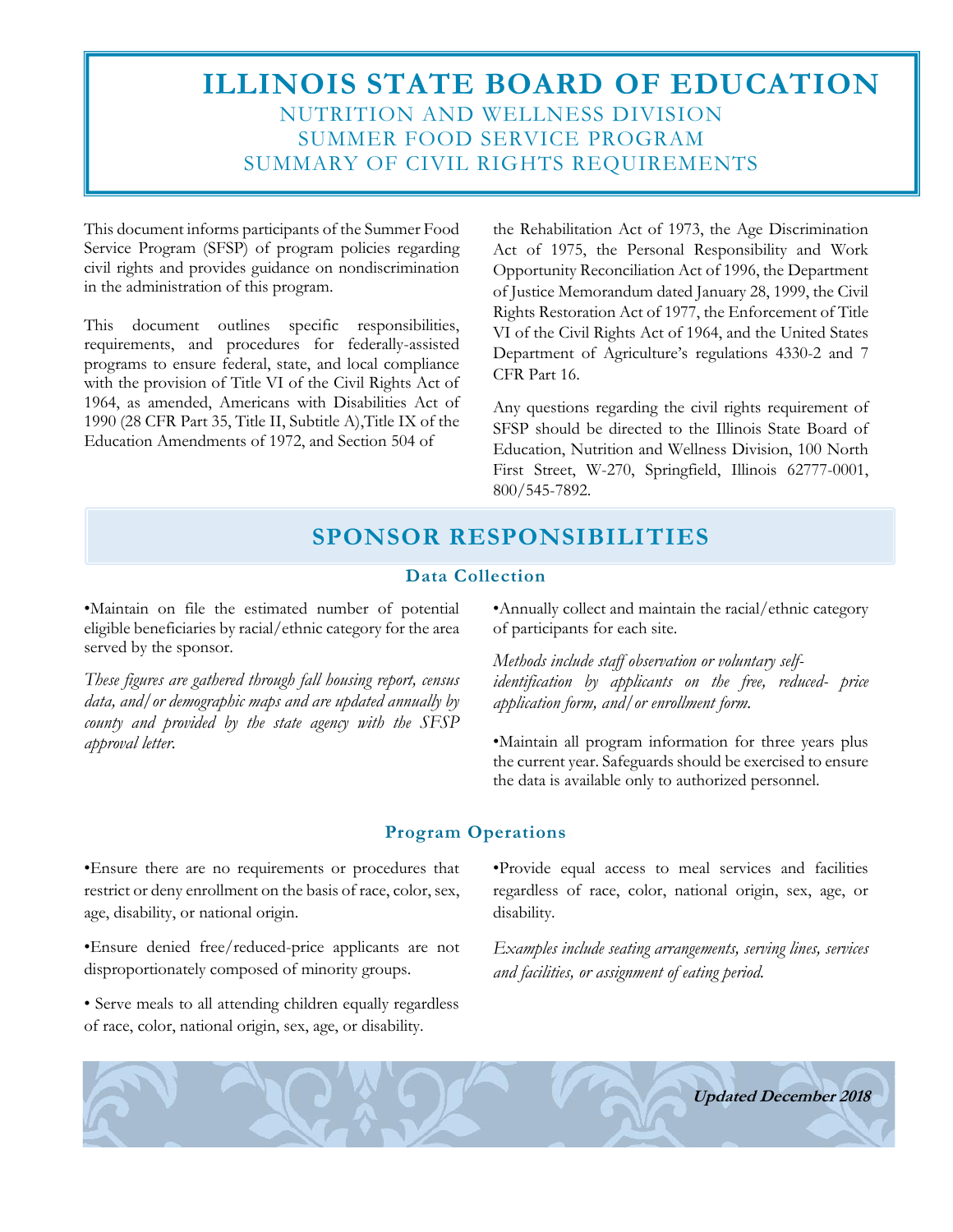# ILLINOIS STATE BOARD OF EDUCATION

## NUTRITION AND WELLNESS DIVISION
## SUMMER FOOD SERVICE PROGRAM
## SUMMARY OF CIVIL RIGHTS REQUIREMENTS

This document informs participants of the Summer Food Service Program (SFSP) of program policies regarding civil rights and provides guidance on nondiscrimination in the administration of this program.

This document outlines specific responsibilities, requirements, and procedures for federally-assisted programs to ensure federal, state, and local compliance with the provision of Title VI of the Civil Rights Act of 1964, as amended, Americans with Disabilities Act of 1990 (28 CFR Part 35, Title II, Subtitle A),Title IX of the Education Amendments of 1972, and Section 504 of the Rehabilitation Act of 1973, the Age Discrimination Act of 1975, the Personal Responsibility and Work Opportunity Reconciliation Act of 1996, the Department of Justice Memorandum dated January 28, 1999, the Civil Rights Restoration Act of 1977, the Enforcement of Title VI of the Civil Rights Act of 1964, and the United States Department of Agriculture's regulations 4330-2 and 7 CFR Part 16.

Any questions regarding the civil rights requirement of SFSP should be directed to the Illinois State Board of Education, Nutrition and Wellness Division, 100 North First Street, W-270, Springfield, Illinois 62777-0001, 800/545-7892.

## SPONSOR RESPONSIBILITIES

### Data Collection

•Maintain on file the estimated number of potential eligible beneficiaries by racial/ethnic category for the area served by the sponsor.

*These figures are gathered through fall housing report, census data, and/or demographic maps and are updated annually by county and provided by the state agency with the SFSP approval letter.*

•Annually collect and maintain the racial/ethnic category of participants for each site.

*Methods include staff observation or voluntary self-identification by applicants on the free, reduced- price application form, and/or enrollment form.*

•Maintain all program information for three years plus the current year. Safeguards should be exercised to ensure the data is available only to authorized personnel.

### Program Operations

•Ensure there are no requirements or procedures that restrict or deny enrollment on the basis of race, color, sex, age, disability, or national origin.

•Ensure denied free/reduced-price applicants are not disproportionately composed of minority groups.

• Serve meals to all attending children equally regardless of race, color, national origin, sex, age, or disability.

•Provide equal access to meal services and facilities regardless of race, color, national origin, sex, age, or disability.

*Examples include seating arrangements, serving lines, services and facilities, or assignment of eating period.*

***Updated December 2018***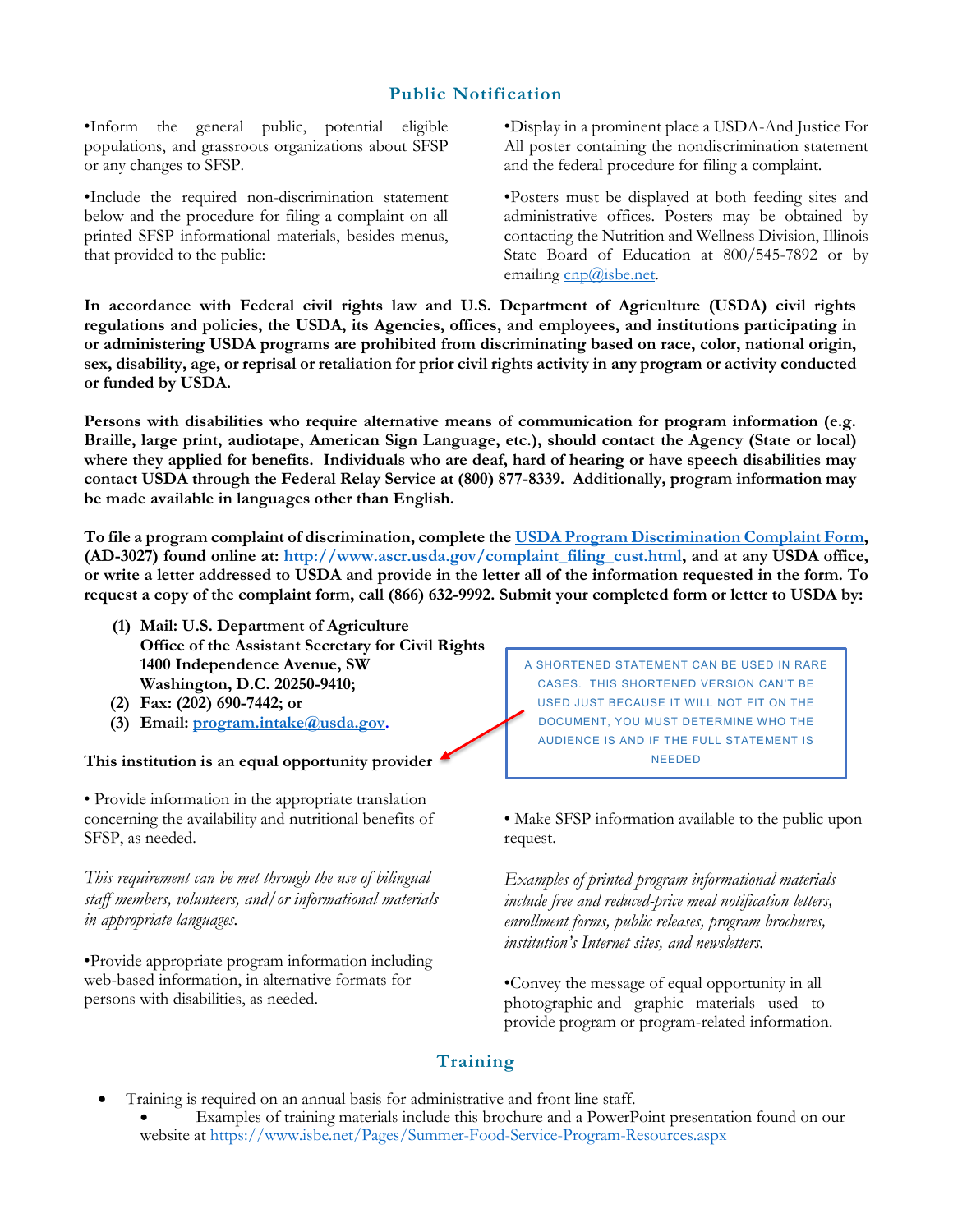## Public Notification

•Inform the general public, potential eligible populations, and grassroots organizations about SFSP or any changes to SFSP.

•Include the required non-discrimination statement below and the procedure for filing a complaint on all printed SFSP informational materials, besides menus, that provided to the public:

•Display in a prominent place a USDA-And Justice For All poster containing the nondiscrimination statement and the federal procedure for filing a complaint.

•Posters must be displayed at both feeding sites and administrative offices. Posters may be obtained by contacting the Nutrition and Wellness Division, Illinois State Board of Education at 800/545-7892 or by emailing cnp@isbe.net.

**In accordance with Federal civil rights law and U.S. Department of Agriculture (USDA) civil rights regulations and policies, the USDA, its Agencies, offices, and employees, and institutions participating in or administering USDA programs are prohibited from discriminating based on race, color, national origin, sex, disability, age, or reprisal or retaliation for prior civil rights activity in any program or activity conducted or funded by USDA.**

**Persons with disabilities who require alternative means of communication for program information (e.g. Braille, large print, audiotape, American Sign Language, etc.), should contact the Agency (State or local) where they applied for benefits. Individuals who are deaf, hard of hearing or have speech disabilities may contact USDA through the Federal Relay Service at (800) 877-8339. Additionally, program information may be made available in languages other than English.**

**To file a program complaint of discrimination, complete the USDA Program Discrimination Complaint Form, (AD-3027) found online at: http://www.ascr.usda.gov/complaint_filing_cust.html, and at any USDA office, or write a letter addressed to USDA and provide in the letter all of the information requested in the form. To request a copy of the complaint form, call (866) 632-9992. Submit your completed form or letter to USDA by:**

**(1) Mail: U.S. Department of Agriculture  
Office of the Assistant Secretary for Civil Rights  
1400 Independence Avenue, SW  
Washington, D.C. 20250-9410;**  
**(2) Fax: (202) 690-7442; or**  
**(3) Email: program.intake@usda.gov.**

**This institution is an equal opportunity provider**

A SHORTENED STATEMENT CAN BE USED IN RARE CASES. THIS SHORTENED VERSION CAN'T BE USED JUST BECAUSE IT WILL NOT FIT ON THE DOCUMENT, YOU MUST DETERMINE WHO THE AUDIENCE IS AND IF THE FULL STATEMENT IS NEEDED

• Provide information in the appropriate translation concerning the availability and nutritional benefits of SFSP, as needed.

*This requirement can be met through the use of bilingual staff members, volunteers, and/or informational materials in appropriate languages.*

•Provide appropriate program information including web-based information, in alternative formats for persons with disabilities, as needed.

• Make SFSP information available to the public upon request.

*Examples of printed program informational materials include free and reduced-price meal notification letters, enrollment forms, public releases, program brochures, institution's Internet sites, and newsletters.*

•Convey the message of equal opportunity in all photographic and graphic materials used to provide program or program-related information.

## Training

- Training is required on an annual basis for administrative and front line staff.
  - Examples of training materials include this brochure and a PowerPoint presentation found on our website at https://www.isbe.net/Pages/Summer-Food-Service-Program-Resources.aspx